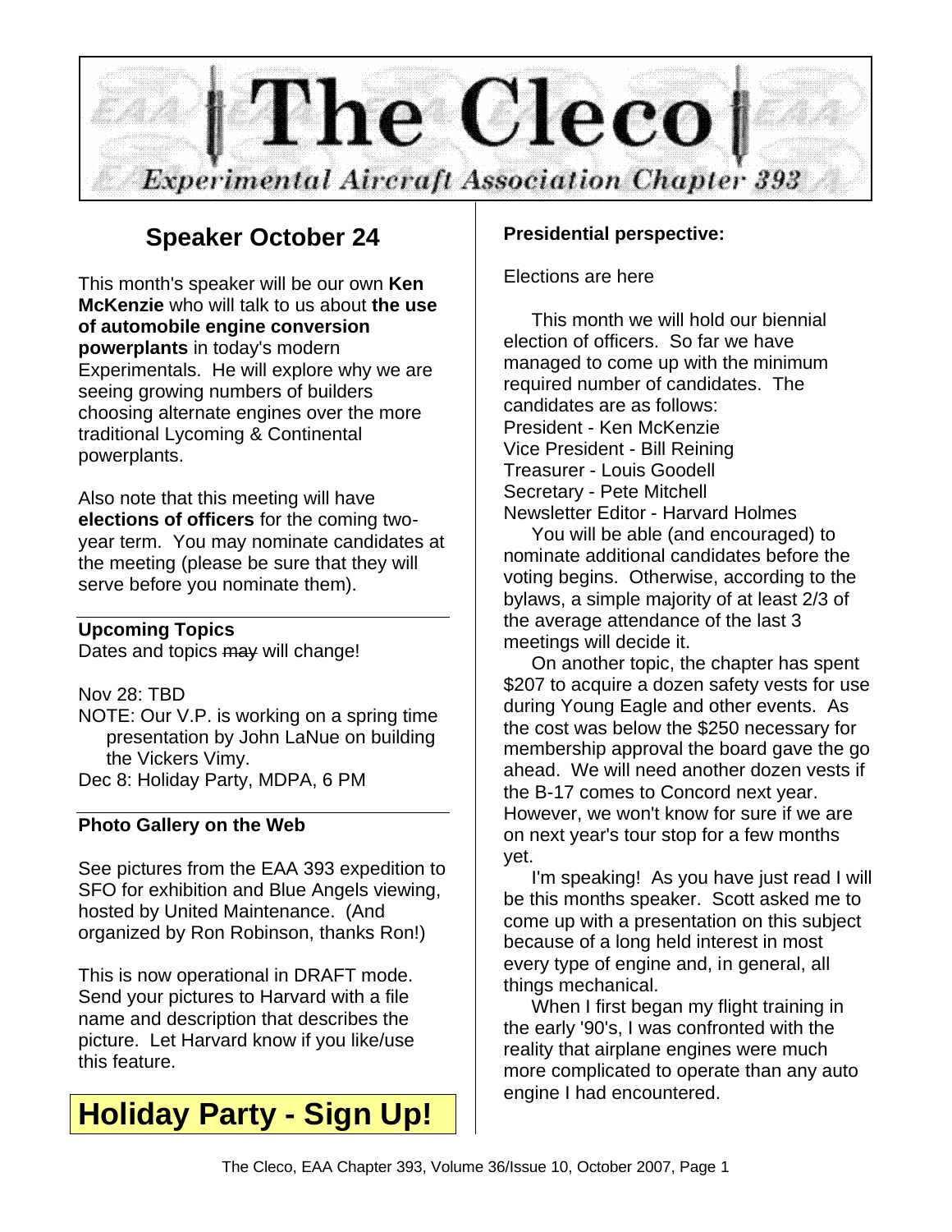# The Cleco

*Experimental Aircraft Association Chapter 393*

## Speaker October 24

This month's speaker will be our own **Ken McKenzie** who will talk to us about **the use of automobile engine conversion powerplants** in today's modern Experimentals. He will explore why we are seeing growing numbers of builders choosing alternate engines over the more traditional Lycoming & Continental powerplants.

Also note that this meeting will have **elections of officers** for the coming two-year term. You may nominate candidates at the meeting (please be sure that they will serve before you nominate them).

**Upcoming Topics**

Dates and topics ~~may~~ will change!

Nov 28: TBD

NOTE: Our V.P. is working on a spring time presentation by John LaNue on building the Vickers Vimy.

Dec 8: Holiday Party, MDPA, 6 PM

**Photo Gallery on the Web**

See pictures from the EAA 393 expedition to SFO for exhibition and Blue Angels viewing, hosted by United Maintenance. (And organized by Ron Robinson, thanks Ron!)

This is now operational in DRAFT mode. Send your pictures to Harvard with a file name and description that describes the picture. Let Harvard know if you like/use this feature.

## Holiday Party - Sign Up!

**Presidential perspective:**

Elections are here

This month we will hold our biennial election of officers. So far we have managed to come up with the minimum required number of candidates. The candidates are as follows:

President - Ken McKenzie
Vice President - Bill Reining
Treasurer - Louis Goodell
Secretary - Pete Mitchell
Newsletter Editor - Harvard Holmes

You will be able (and encouraged) to nominate additional candidates before the voting begins. Otherwise, according to the bylaws, a simple majority of at least 2/3 of the average attendance of the last 3 meetings will decide it.

On another topic, the chapter has spent $207 to acquire a dozen safety vests for use during Young Eagle and other events. As the cost was below the $250 necessary for membership approval the board gave the go ahead. We will need another dozen vests if the B-17 comes to Concord next year. However, we won't know for sure if we are on next year's tour stop for a few months yet.

I'm speaking! As you have just read I will be this months speaker. Scott asked me to come up with a presentation on this subject because of a long held interest in most every type of engine and, in general, all things mechanical.

When I first began my flight training in the early '90's, I was confronted with the reality that airplane engines were much more complicated to operate than any auto engine I had encountered.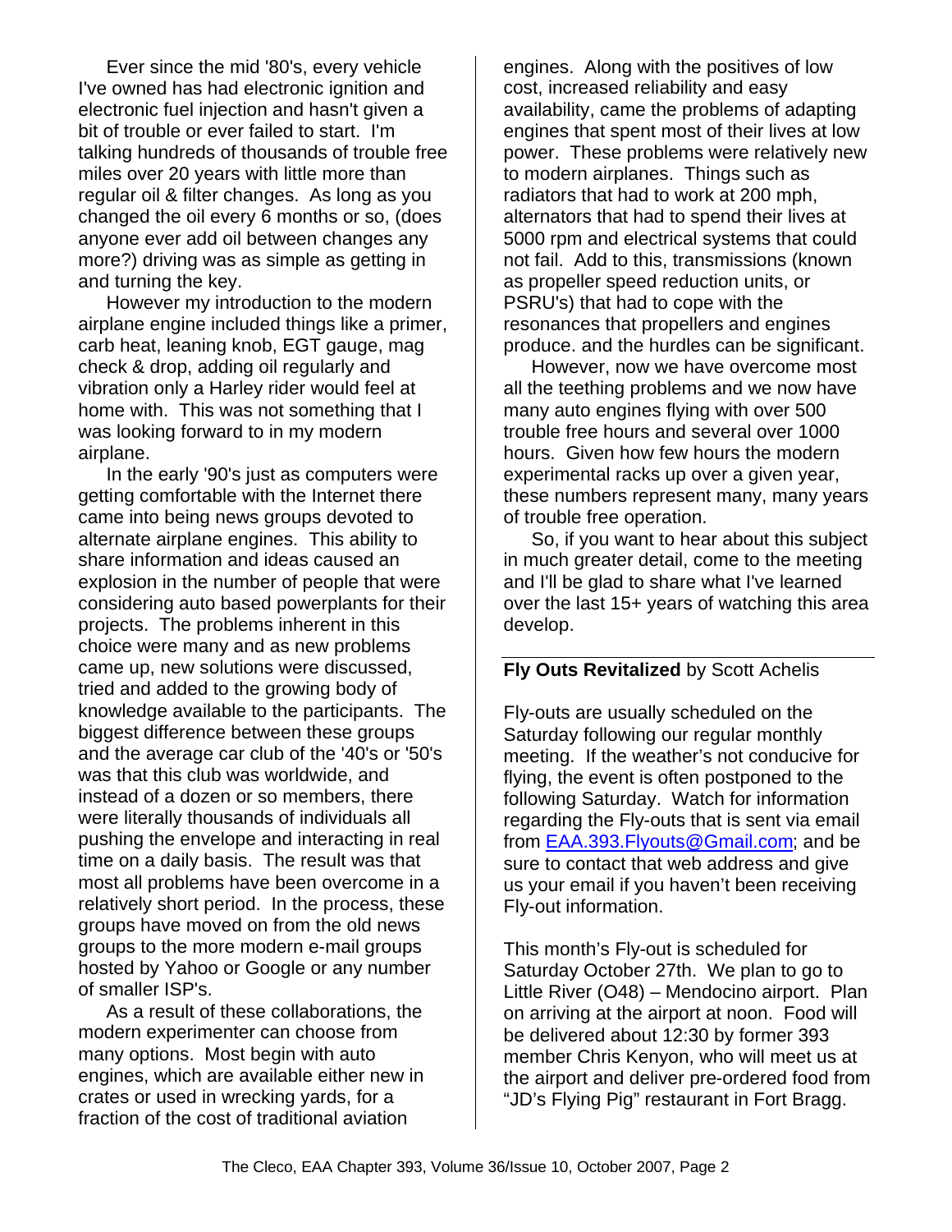Ever since the mid '80's, every vehicle I've owned has had electronic ignition and electronic fuel injection and hasn't given a bit of trouble or ever failed to start. I'm talking hundreds of thousands of trouble free miles over 20 years with little more than regular oil & filter changes. As long as you changed the oil every 6 months or so, (does anyone ever add oil between changes any more?) driving was as simple as getting in and turning the key.

However my introduction to the modern airplane engine included things like a primer, carb heat, leaning knob, EGT gauge, mag check & drop, adding oil regularly and vibration only a Harley rider would feel at home with. This was not something that I was looking forward to in my modern airplane.

In the early '90's just as computers were getting comfortable with the Internet there came into being news groups devoted to alternate airplane engines. This ability to share information and ideas caused an explosion in the number of people that were considering auto based powerplants for their projects. The problems inherent in this choice were many and as new problems came up, new solutions were discussed, tried and added to the growing body of knowledge available to the participants. The biggest difference between these groups and the average car club of the '40's or '50's was that this club was worldwide, and instead of a dozen or so members, there were literally thousands of individuals all pushing the envelope and interacting in real time on a daily basis. The result was that most all problems have been overcome in a relatively short period. In the process, these groups have moved on from the old news groups to the more modern e-mail groups hosted by Yahoo or Google or any number of smaller ISP's.

As a result of these collaborations, the modern experimenter can choose from many options. Most begin with auto engines, which are available either new in crates or used in wrecking yards, for a fraction of the cost of traditional aviation engines. Along with the positives of low cost, increased reliability and easy availability, came the problems of adapting engines that spent most of their lives at low power. These problems were relatively new to modern airplanes. Things such as radiators that had to work at 200 mph, alternators that had to spend their lives at 5000 rpm and electrical systems that could not fail. Add to this, transmissions (known as propeller speed reduction units, or PSRU's) that had to cope with the resonances that propellers and engines produce. and the hurdles can be significant.

However, now we have overcome most all the teething problems and we now have many auto engines flying with over 500 trouble free hours and several over 1000 hours. Given how few hours the modern experimental racks up over a given year, these numbers represent many, many years of trouble free operation.

So, if you want to hear about this subject in much greater detail, come to the meeting and I'll be glad to share what I've learned over the last 15+ years of watching this area develop.

---

**Fly Outs Revitalized** by Scott Achelis

Fly-outs are usually scheduled on the Saturday following our regular monthly meeting. If the weather's not conducive for flying, the event is often postponed to the following Saturday. Watch for information regarding the Fly-outs that is sent via email from EAA.393.Flyouts@Gmail.com; and be sure to contact that web address and give us your email if you haven't been receiving Fly-out information.

This month's Fly-out is scheduled for Saturday October 27th. We plan to go to Little River (O48) – Mendocino airport. Plan on arriving at the airport at noon. Food will be delivered about 12:30 by former 393 member Chris Kenyon, who will meet us at the airport and deliver pre-ordered food from "JD's Flying Pig" restaurant in Fort Bragg.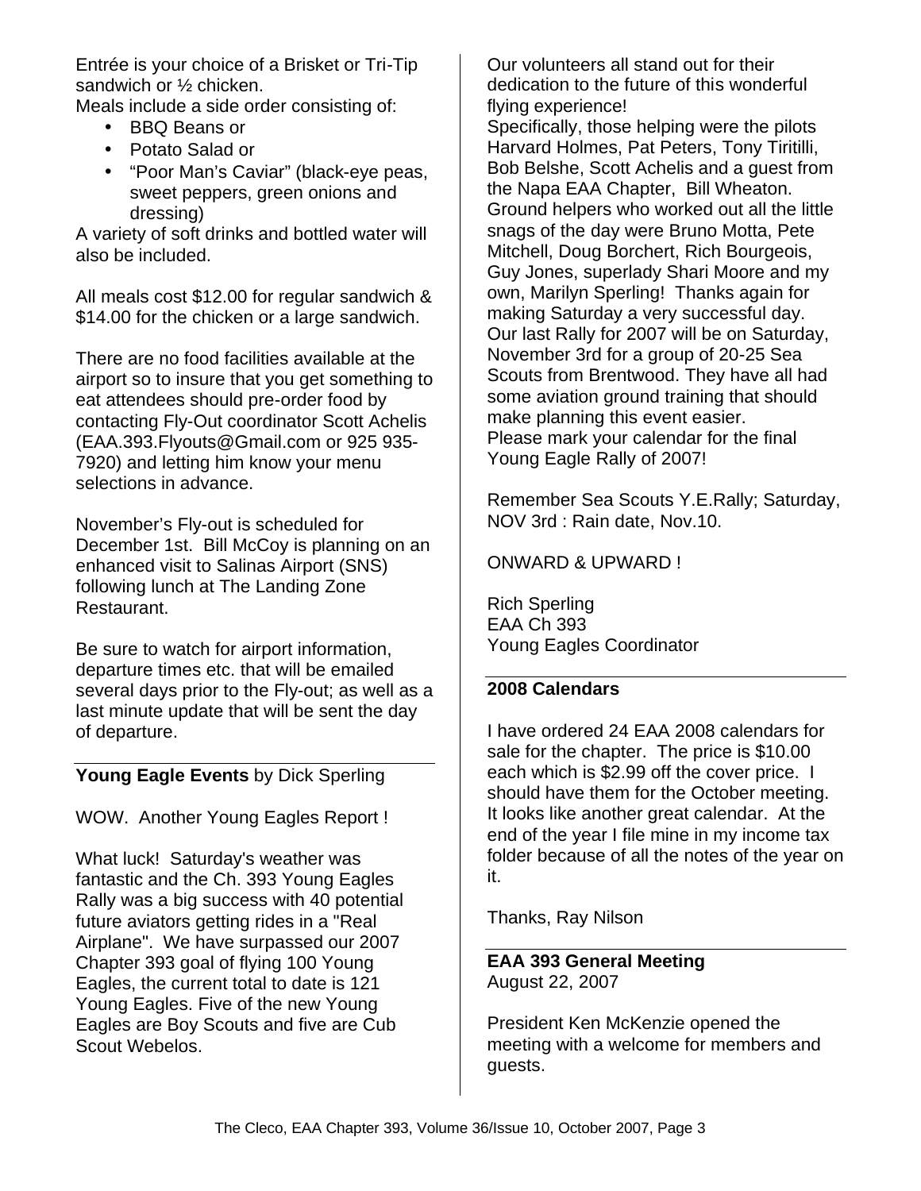Entrée is your choice of a Brisket or Tri-Tip sandwich or ½ chicken.

Meals include a side order consisting of:

- BBQ Beans or
- Potato Salad or
- "Poor Man's Caviar" (black-eye peas, sweet peppers, green onions and dressing)

A variety of soft drinks and bottled water will also be included.

All meals cost $12.00 for regular sandwich & $14.00 for the chicken or a large sandwich.

There are no food facilities available at the airport so to insure that you get something to eat attendees should pre-order food by contacting Fly-Out coordinator Scott Achelis (EAA.393.Flyouts@Gmail.com or 925 935-7920) and letting him know your menu selections in advance.

November's Fly-out is scheduled for December 1st. Bill McCoy is planning on an enhanced visit to Salinas Airport (SNS) following lunch at The Landing Zone Restaurant.

Be sure to watch for airport information, departure times etc. that will be emailed several days prior to the Fly-out; as well as a last minute update that will be sent the day of departure.

---

**Young Eagle Events** by Dick Sperling

WOW. Another Young Eagles Report !

What luck! Saturday's weather was fantastic and the Ch. 393 Young Eagles Rally was a big success with 40 potential future aviators getting rides in a "Real Airplane". We have surpassed our 2007 Chapter 393 goal of flying 100 Young Eagles, the current total to date is 121 Young Eagles. Five of the new Young Eagles are Boy Scouts and five are Cub Scout Webelos.

Our volunteers all stand out for their dedication to the future of this wonderful flying experience!

Specifically, those helping were the pilots Harvard Holmes, Pat Peters, Tony Tiritilli, Bob Belshe, Scott Achelis and a guest from the Napa EAA Chapter, Bill Wheaton. Ground helpers who worked out all the little snags of the day were Bruno Motta, Pete Mitchell, Doug Borchert, Rich Bourgeois, Guy Jones, superlady Shari Moore and my own, Marilyn Sperling! Thanks again for making Saturday a very successful day.

Our last Rally for 2007 will be on Saturday, November 3rd for a group of 20-25 Sea Scouts from Brentwood. They have all had some aviation ground training that should make planning this event easier.

Please mark your calendar for the final Young Eagle Rally of 2007!

Remember Sea Scouts Y.E.Rally; Saturday, NOV 3rd : Rain date, Nov.10.

ONWARD & UPWARD !

Rich Sperling
EAA Ch 393
Young Eagles Coordinator

---

**2008 Calendars**

I have ordered 24 EAA 2008 calendars for sale for the chapter. The price is $10.00 each which is $2.99 off the cover price. I should have them for the October meeting. It looks like another great calendar. At the end of the year I file mine in my income tax folder because of all the notes of the year on it.

Thanks, Ray Nilson

---

**EAA 393 General Meeting**
August 22, 2007

President Ken McKenzie opened the meeting with a welcome for members and guests.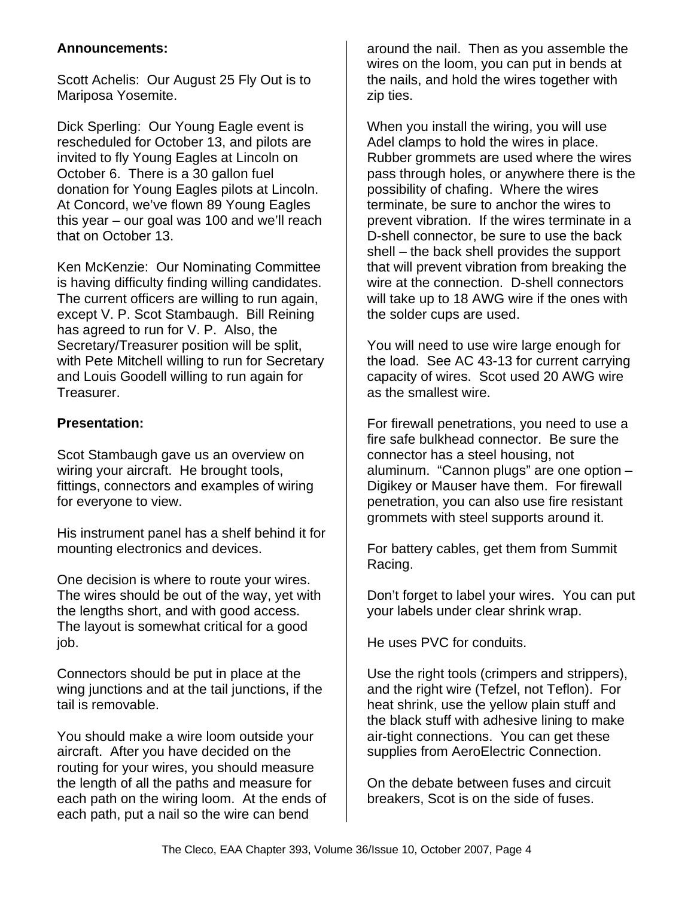**Announcements:**

Scott Achelis: Our August 25 Fly Out is to Mariposa Yosemite.

Dick Sperling: Our Young Eagle event is rescheduled for October 13, and pilots are invited to fly Young Eagles at Lincoln on October 6. There is a 30 gallon fuel donation for Young Eagles pilots at Lincoln. At Concord, we've flown 89 Young Eagles this year – our goal was 100 and we'll reach that on October 13.

Ken McKenzie: Our Nominating Committee is having difficulty finding willing candidates. The current officers are willing to run again, except V. P. Scot Stambaugh. Bill Reining has agreed to run for V. P. Also, the Secretary/Treasurer position will be split, with Pete Mitchell willing to run for Secretary and Louis Goodell willing to run again for Treasurer.

**Presentation:**

Scot Stambaugh gave us an overview on wiring your aircraft. He brought tools, fittings, connectors and examples of wiring for everyone to view.

His instrument panel has a shelf behind it for mounting electronics and devices.

One decision is where to route your wires. The wires should be out of the way, yet with the lengths short, and with good access. The layout is somewhat critical for a good job.

Connectors should be put in place at the wing junctions and at the tail junctions, if the tail is removable.

You should make a wire loom outside your aircraft. After you have decided on the routing for your wires, you should measure the length of all the paths and measure for each path on the wiring loom. At the ends of each path, put a nail so the wire can bend around the nail. Then as you assemble the wires on the loom, you can put in bends at the nails, and hold the wires together with zip ties.

When you install the wiring, you will use Adel clamps to hold the wires in place. Rubber grommets are used where the wires pass through holes, or anywhere there is the possibility of chafing. Where the wires terminate, be sure to anchor the wires to prevent vibration. If the wires terminate in a D-shell connector, be sure to use the back shell – the back shell provides the support that will prevent vibration from breaking the wire at the connection. D-shell connectors will take up to 18 AWG wire if the ones with the solder cups are used.

You will need to use wire large enough for the load. See AC 43-13 for current carrying capacity of wires. Scot used 20 AWG wire as the smallest wire.

For firewall penetrations, you need to use a fire safe bulkhead connector. Be sure the connector has a steel housing, not aluminum. "Cannon plugs" are one option – Digikey or Mauser have them. For firewall penetration, you can also use fire resistant grommets with steel supports around it.

For battery cables, get them from Summit Racing.

Don't forget to label your wires. You can put your labels under clear shrink wrap.

He uses PVC for conduits.

Use the right tools (crimpers and strippers), and the right wire (Tefzel, not Teflon). For heat shrink, use the yellow plain stuff and the black stuff with adhesive lining to make air-tight connections. You can get these supplies from AeroElectric Connection.

On the debate between fuses and circuit breakers, Scot is on the side of fuses.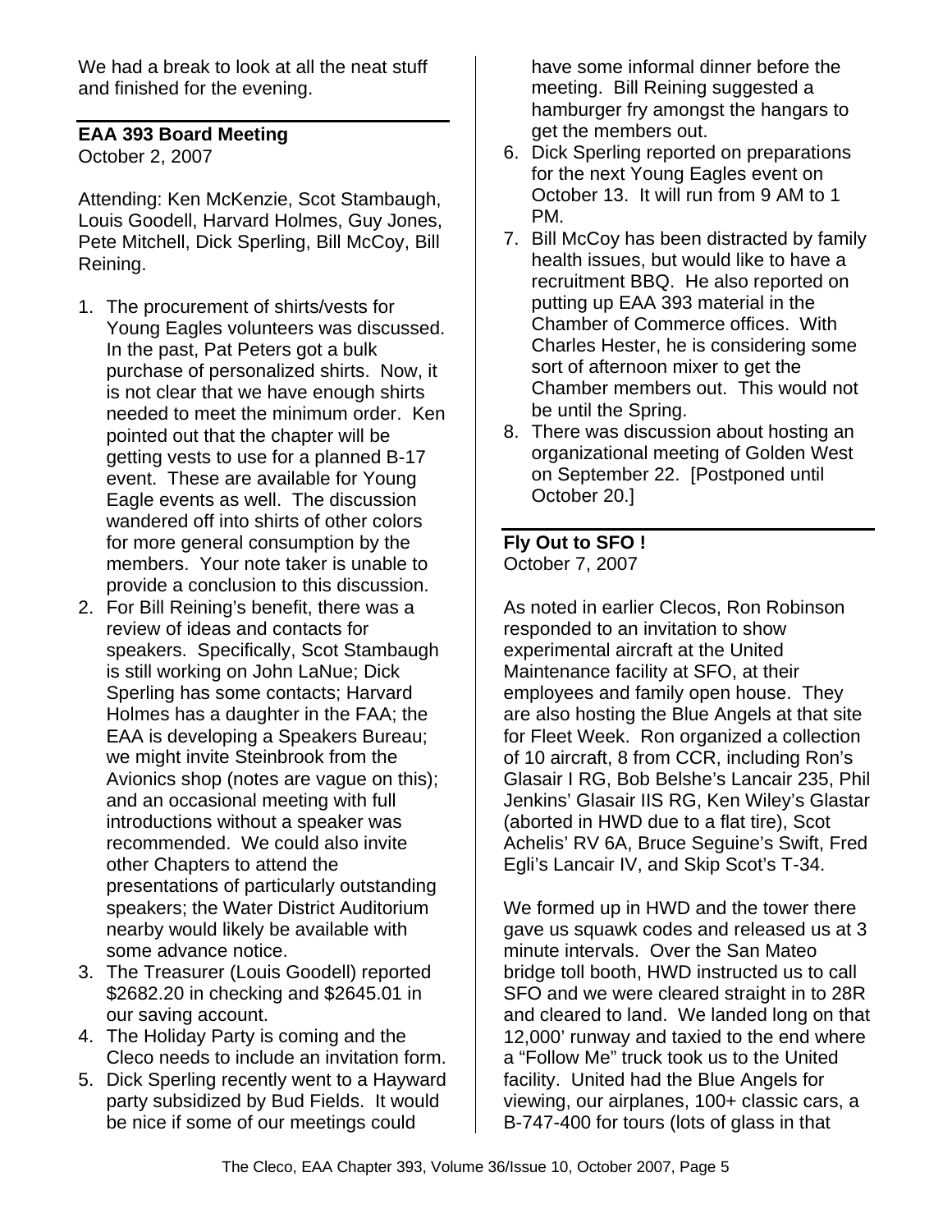We had a break to look at all the neat stuff and finished for the evening.

---

**EAA 393 Board Meeting**
October 2, 2007

Attending: Ken McKenzie, Scot Stambaugh, Louis Goodell, Harvard Holmes, Guy Jones, Pete Mitchell, Dick Sperling, Bill McCoy, Bill Reining.

1. The procurement of shirts/vests for Young Eagles volunteers was discussed. In the past, Pat Peters got a bulk purchase of personalized shirts. Now, it is not clear that we have enough shirts needed to meet the minimum order. Ken pointed out that the chapter will be getting vests to use for a planned B-17 event. These are available for Young Eagle events as well. The discussion wandered off into shirts of other colors for more general consumption by the members. Your note taker is unable to provide a conclusion to this discussion.
2. For Bill Reining's benefit, there was a review of ideas and contacts for speakers. Specifically, Scot Stambaugh is still working on John LaNue; Dick Sperling has some contacts; Harvard Holmes has a daughter in the FAA; the EAA is developing a Speakers Bureau; we might invite Steinbrook from the Avionics shop (notes are vague on this); and an occasional meeting with full introductions without a speaker was recommended. We could also invite other Chapters to attend the presentations of particularly outstanding speakers; the Water District Auditorium nearby would likely be available with some advance notice.
3. The Treasurer (Louis Goodell) reported $2682.20 in checking and $2645.01 in our saving account.
4. The Holiday Party is coming and the Cleco needs to include an invitation form.
5. Dick Sperling recently went to a Hayward party subsidized by Bud Fields. It would be nice if some of our meetings could have some informal dinner before the meeting. Bill Reining suggested a hamburger fry amongst the hangars to get the members out.
6. Dick Sperling reported on preparations for the next Young Eagles event on October 13. It will run from 9 AM to 1 PM.
7. Bill McCoy has been distracted by family health issues, but would like to have a recruitment BBQ. He also reported on putting up EAA 393 material in the Chamber of Commerce offices. With Charles Hester, he is considering some sort of afternoon mixer to get the Chamber members out. This would not be until the Spring.
8. There was discussion about hosting an organizational meeting of Golden West on September 22. [Postponed until October 20.]

---

**Fly Out to SFO !**
October 7, 2007

As noted in earlier Clecos, Ron Robinson responded to an invitation to show experimental aircraft at the United Maintenance facility at SFO, at their employees and family open house. They are also hosting the Blue Angels at that site for Fleet Week. Ron organized a collection of 10 aircraft, 8 from CCR, including Ron's Glasair I RG, Bob Belshe's Lancair 235, Phil Jenkins' Glasair IIS RG, Ken Wiley's Glastar (aborted in HWD due to a flat tire), Scot Achelis' RV 6A, Bruce Seguine's Swift, Fred Egli's Lancair IV, and Skip Scot's T-34.

We formed up in HWD and the tower there gave us squawk codes and released us at 3 minute intervals. Over the San Mateo bridge toll booth, HWD instructed us to call SFO and we were cleared straight in to 28R and cleared to land. We landed long on that 12,000' runway and taxied to the end where a "Follow Me" truck took us to the United facility. United had the Blue Angels for viewing, our airplanes, 100+ classic cars, a B-747-400 for tours (lots of glass in that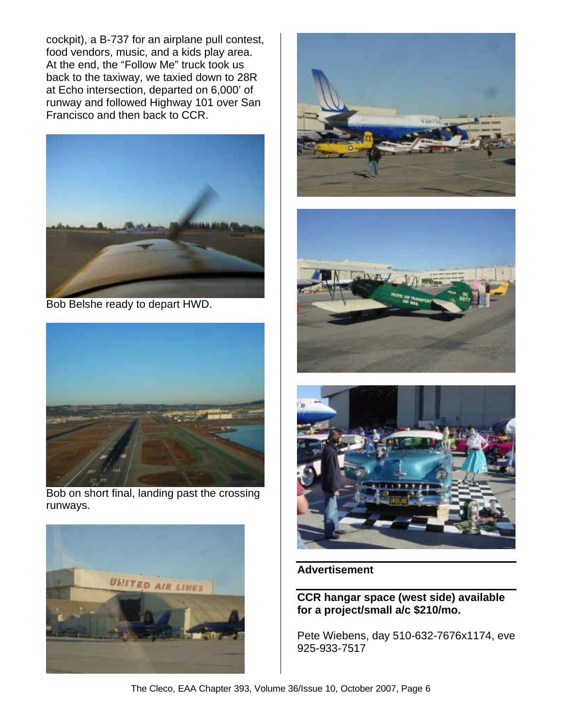cockpit), a B-737 for an airplane pull contest, food vendors, music, and a kids play area. At the end, the "Follow Me" truck took us back to the taxiway, we taxied down to 28R at Echo intersection, departed on 6,000' of runway and followed Highway 101 over San Francisco and then back to CCR.

Bob Belshe ready to depart HWD.

Bob on short final, landing past the crossing runways.

**Advertisement**

**CCR hangar space (west side) available for a project/small a/c $210/mo.**

Pete Wiebens, day 510-632-7676x1174, eve 925-933-7517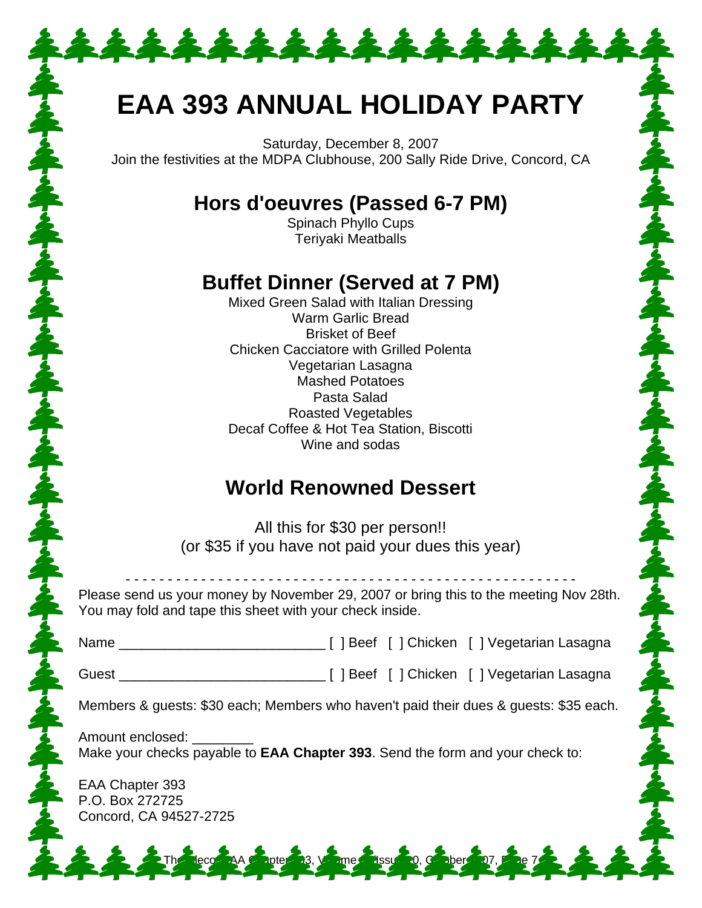# EAA 393 ANNUAL HOLIDAY PARTY

Saturday, December 8, 2007
Join the festivities at the MDPA Clubhouse, 200 Sally Ride Drive, Concord, CA

## Hors d'oeuvres (Passed 6-7 PM)

Spinach Phyllo Cups
Teriyaki Meatballs

## Buffet Dinner (Served at 7 PM)

Mixed Green Salad with Italian Dressing
Warm Garlic Bread
Brisket of Beef
Chicken Cacciatore with Grilled Polenta
Vegetarian Lasagna
Mashed Potatoes
Pasta Salad
Roasted Vegetables
Decaf Coffee & Hot Tea Station, Biscotti
Wine and sodas

## World Renowned Dessert

All this for $30 per person!!
(or $35 if you have not paid your dues this year)

- - - - - - - - - - - - - - - - - - - - - - - - - - - - - - - - - - - - - - - - - - - - - - - - - - - - -

Please send us your money by November 29, 2007 or bring this to the meeting Nov 28th. You may fold and tape this sheet with your check inside.

Name ___________________________ [ ] Beef [ ] Chicken [ ] Vegetarian Lasagna

Guest ___________________________ [ ] Beef [ ] Chicken [ ] Vegetarian Lasagna

Members & guests: $30 each; Members who haven't paid their dues & guests: $35 each.

Amount enclosed: ________
Make your checks payable to **EAA Chapter 393**. Send the form and your check to:

EAA Chapter 393
P.O. Box 272725
Concord, CA 94527-2725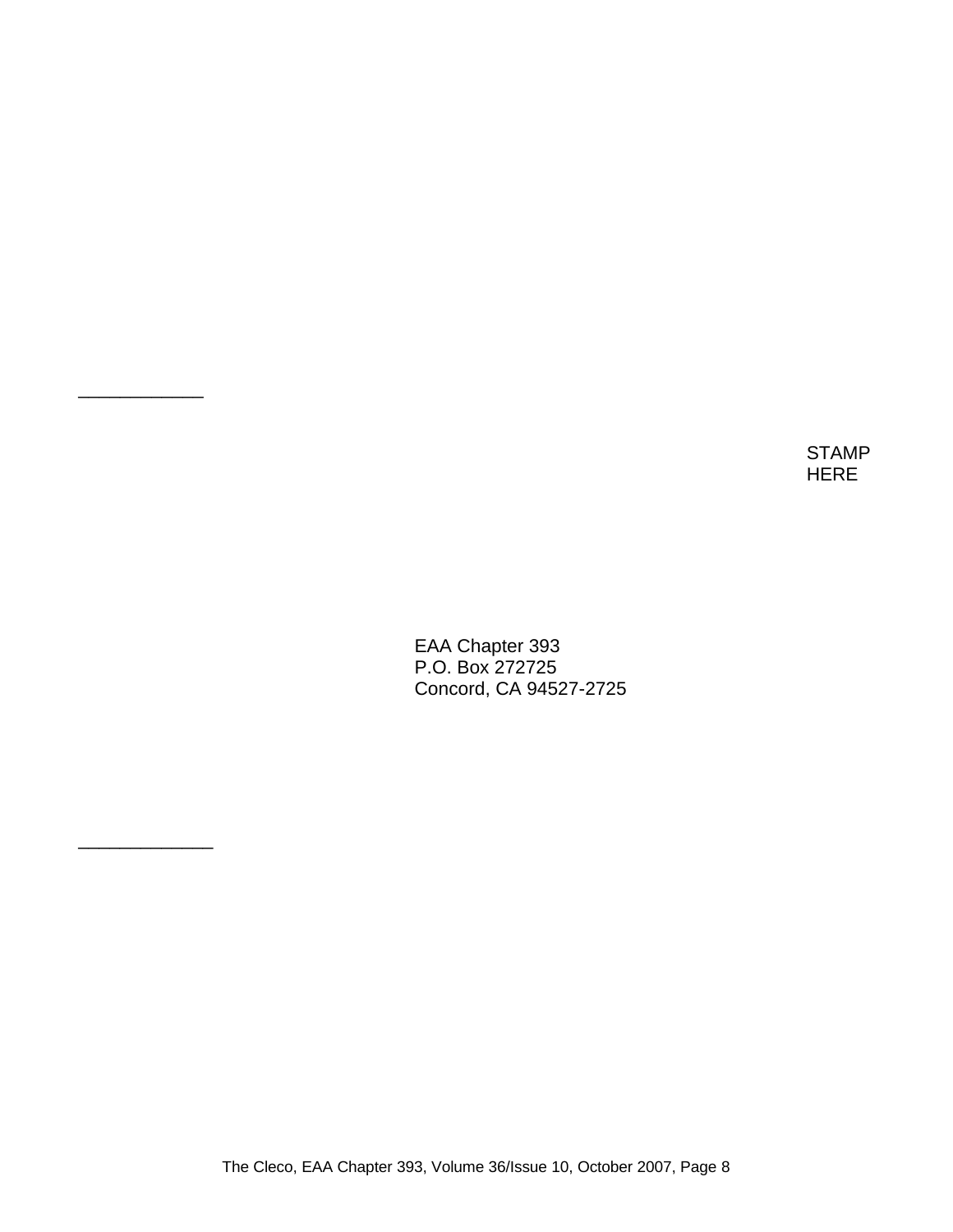____________

STAMP
HERE

EAA Chapter 393
P.O. Box 272725
Concord, CA 94527-2725

_____________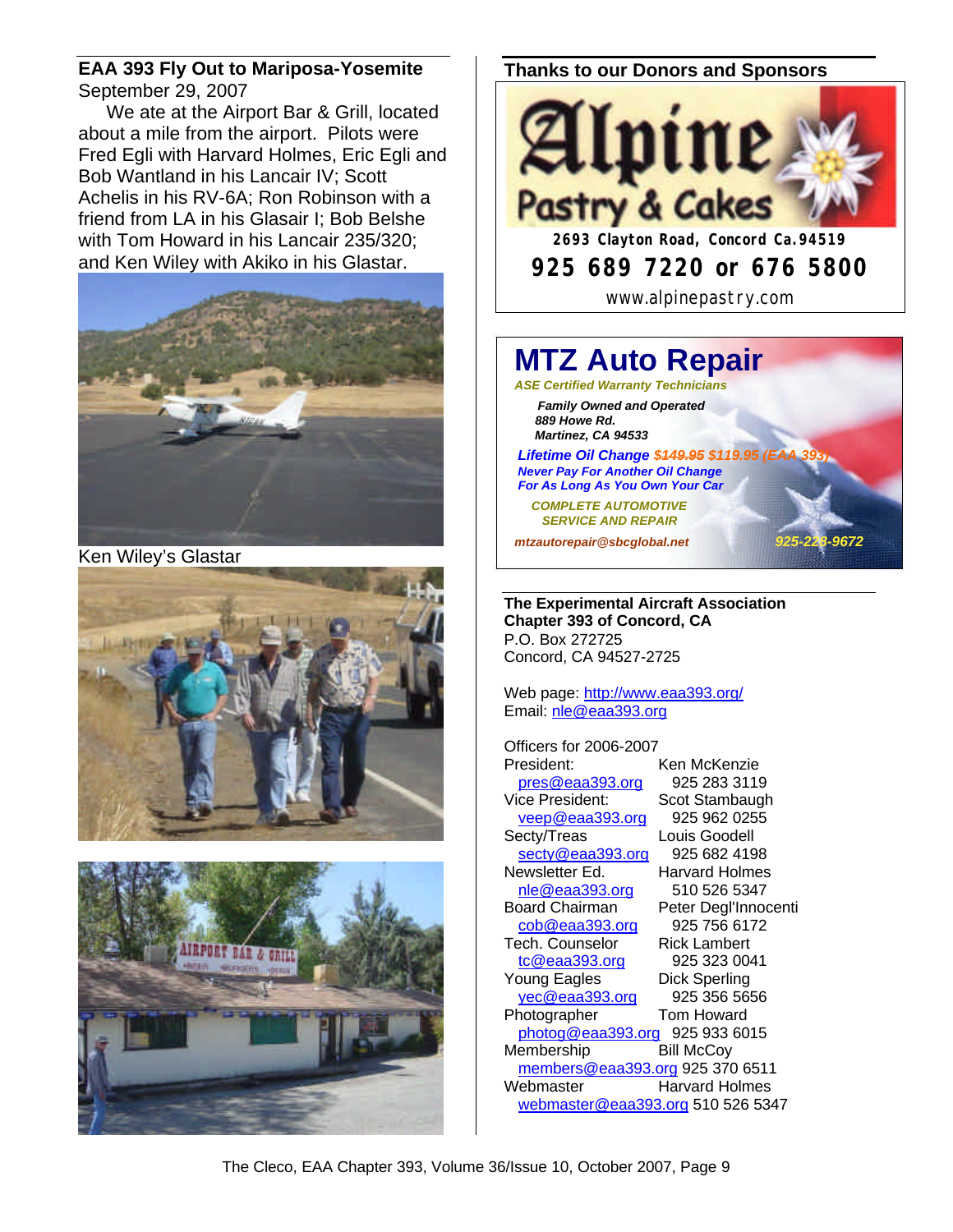## EAA 393 Fly Out to Mariposa-Yosemite

September 29, 2007

We ate at the Airport Bar & Grill, located about a mile from the airport. Pilots were Fred Egli with Harvard Holmes, Eric Egli and Bob Wantland in his Lancair IV; Scott Achelis in his RV-6A; Ron Robinson with a friend from LA in his Glasair I; Bob Belshe with Tom Howard in his Lancair 235/320; and Ken Wiley with Akiko in his Glastar.

Ken Wiley's Glastar

## Thanks to our Donors and Sponsors

**Alpine Pastry & Cakes**

2693 Clayton Road, Concord Ca.94519

**925 689 7220 or 676 5800**

www.alpinepastry.com

**MTZ Auto Repair**

*ASE Certified Warranty Technicians*

***Family Owned and Operated***
***889 Howe Rd.***
***Martinez, CA 94533***

***Lifetime Oil Change ~~$149.95~~ $119.95 (EAA 393)***
***Never Pay For Another Oil Change***
***For As Long As You Own Your Car***

***COMPLETE AUTOMOTIVE SERVICE AND REPAIR***

***mtzautorepair@sbcglobal.net*** ***925-228-9672***

**The Experimental Aircraft Association**
**Chapter 393 of Concord, CA**
P.O. Box 272725
Concord, CA 94527-2725

Web page: http://www.eaa393.org/
Email: nle@eaa393.org

Officers for 2006-2007

| Position | Name / Phone |
|---|---|
| President: | Ken McKenzie |
| pres@eaa393.org | 925 283 3119 |
| Vice President: | Scot Stambaugh |
| veep@eaa393.org | 925 962 0255 |
| Secty/Treas | Louis Goodell |
| secty@eaa393.org | 925 682 4198 |
| Newsletter Ed. | Harvard Holmes |
| nle@eaa393.org | 510 526 5347 |
| Board Chairman | Peter Degl'Innocenti |
| cob@eaa393.org | 925 756 6172 |
| Tech. Counselor | Rick Lambert |
| tc@eaa393.org | 925 323 0041 |
| Young Eagles | Dick Sperling |
| yec@eaa393.org | 925 356 5656 |
| Photographer | Tom Howard |
| photog@eaa393.org | 925 933 6015 |
| Membership | Bill McCoy |
| members@eaa393.org | 925 370 6511 |
| Webmaster | Harvard Holmes |
| webmaster@eaa393.org | 510 526 5347 |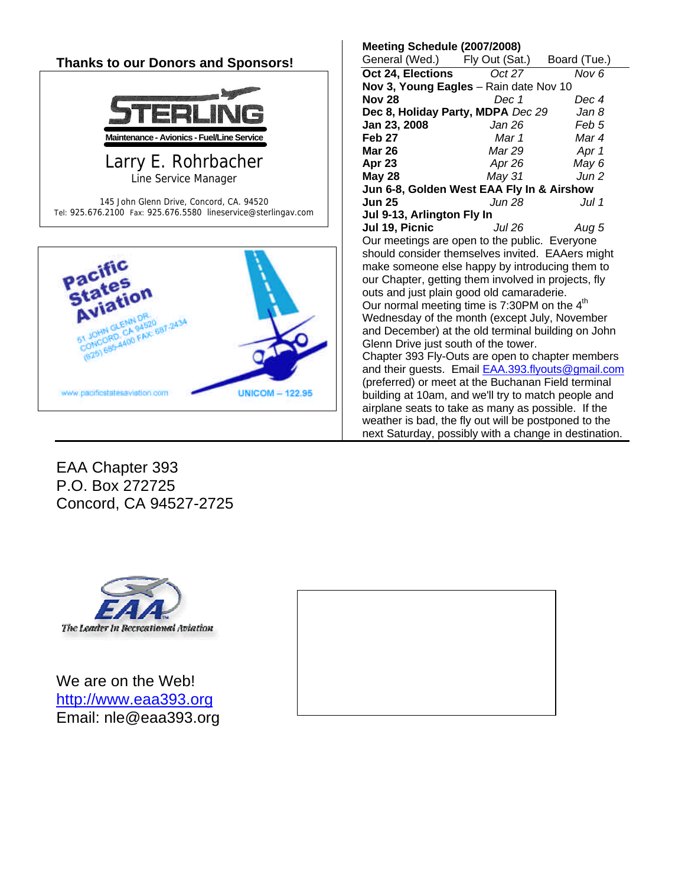## Thanks to our Donors and Sponsors!

STERLING

Maintenance - Avionics - Fuel/Line Service

Larry E. Rohrbacher

Line Service Manager

145 John Glenn Drive, Concord, CA. 94520

Tel: 925.676.2100 Fax: 925.676.5580 lineservice@sterlingav.com

Pacific States Aviation

51 JOHN GLENN DR.
CONCORD, CA 94520
(925) 685-4400 FAX: 687-2434

www.pacificstatesaviation.com

UNICOM – 122.95

**Meeting Schedule (2007/2008)**

| General (Wed.) | Fly Out (Sat.) | Board (Tue.) |
|---|---|---|
| **Oct 24, Elections** | *Oct 27* | *Nov 6* |
| **Nov 3, Young Eagles** – Rain date Nov 10 | | |
| **Nov 28** | *Dec 1* | *Dec 4* |
| **Dec 8, Holiday Party, MDPA** | *Dec 29* | *Jan 8* |
| **Jan 23, 2008** | *Jan 26* | *Feb 5* |
| **Feb 27** | *Mar 1* | *Mar 4* |
| **Mar 26** | *Mar 29* | *Apr 1* |
| **Apr 23** | *Apr 26* | *May 6* |
| **May 28** | *May 31* | *Jun 2* |
| **Jun 6-8, Golden West EAA Fly In & Airshow** | | |
| **Jun 25** | *Jun 28* | *Jul 1* |
| **Jul 9-13, Arlington Fly In** | | |
| **Jul 19, Picnic** | *Jul 26* | *Aug 5* |

Our meetings are open to the public. Everyone should consider themselves invited. EAAers might make someone else happy by introducing them to our Chapter, getting them involved in projects, fly outs and just plain good old camaraderie.

Our normal meeting time is 7:30PM on the 4th Wednesday of the month (except July, November and December) at the old terminal building on John Glenn Drive just south of the tower.

Chapter 393 Fly-Outs are open to chapter members and their guests. Email EAA.393.flyouts@gmail.com (preferred) or meet at the Buchanan Field terminal building at 10am, and we'll try to match people and airplane seats to take as many as possible. If the weather is bad, the fly out will be postponed to the next Saturday, possibly with a change in destination.

EAA Chapter 393
P.O. Box 272725
Concord, CA 94527-2725

EAA
The Leader In Recreational Aviation

We are on the Web!
http://www.eaa393.org
Email: nle@eaa393.org